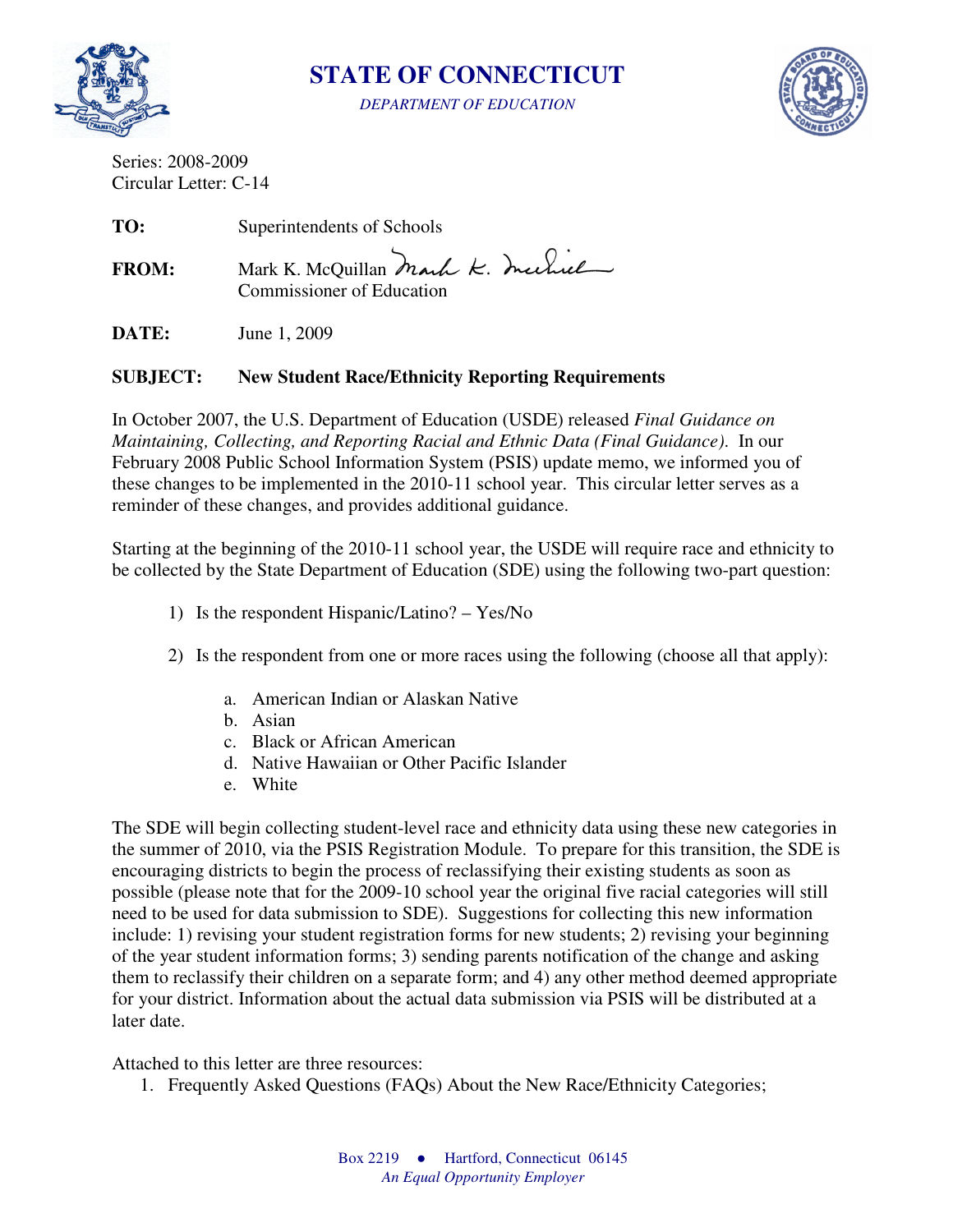# STATE OF CONNECTICUT

*DEPARTMENT OF EDUCATION*

Series: 2008-2009
Circular Letter: C-14

**TO:** Superintendents of Schools

**FROM:** Mark K. McQuillan
Commissioner of Education

**DATE:** June 1, 2009

**SUBJECT: New Student Race/Ethnicity Reporting Requirements**

In October 2007, the U.S. Department of Education (USDE) released *Final Guidance on Maintaining, Collecting, and Reporting Racial and Ethnic Data (Final Guidance)*. In our February 2008 Public School Information System (PSIS) update memo, we informed you of these changes to be implemented in the 2010-11 school year. This circular letter serves as a reminder of these changes, and provides additional guidance.

Starting at the beginning of the 2010-11 school year, the USDE will require race and ethnicity to be collected by the State Department of Education (SDE) using the following two-part question:

1) Is the respondent Hispanic/Latino? – Yes/No

2) Is the respondent from one or more races using the following (choose all that apply):

   a. American Indian or Alaskan Native
   b. Asian
   c. Black or African American
   d. Native Hawaiian or Other Pacific Islander
   e. White

The SDE will begin collecting student-level race and ethnicity data using these new categories in the summer of 2010, via the PSIS Registration Module. To prepare for this transition, the SDE is encouraging districts to begin the process of reclassifying their existing students as soon as possible (please note that for the 2009-10 school year the original five racial categories will still need to be used for data submission to SDE). Suggestions for collecting this new information include: 1) revising your student registration forms for new students; 2) revising your beginning of the year student information forms; 3) sending parents notification of the change and asking them to reclassify their children on a separate form; and 4) any other method deemed appropriate for your district. Information about the actual data submission via PSIS will be distributed at a later date.

Attached to this letter are three resources:

1. Frequently Asked Questions (FAQs) About the New Race/Ethnicity Categories;

Box 2219 ● Hartford, Connecticut 06145
*An Equal Opportunity Employer*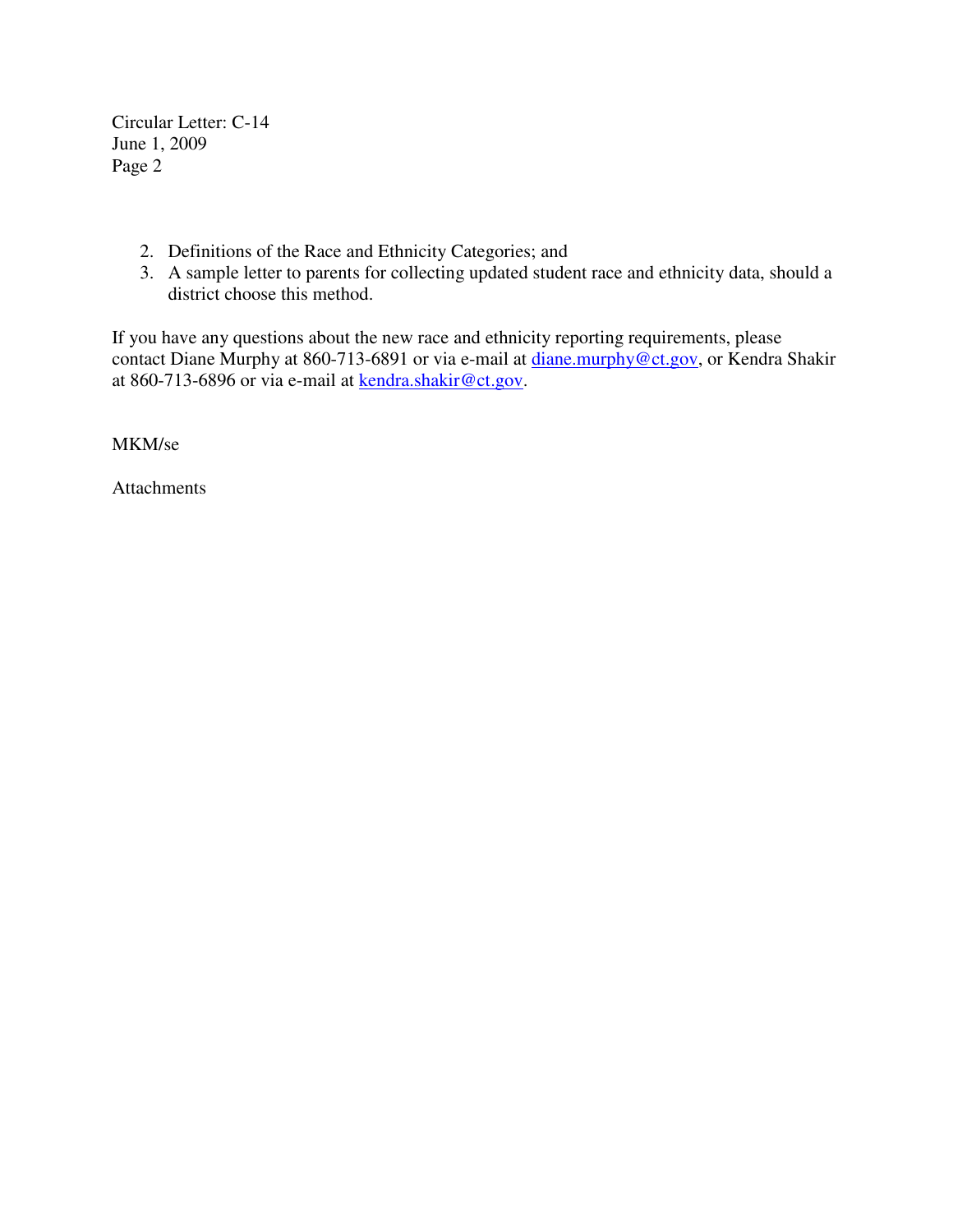2. Definitions of the Race and Ethnicity Categories; and
3. A sample letter to parents for collecting updated student race and ethnicity data, should a district choose this method.

If you have any questions about the new race and ethnicity reporting requirements, please contact Diane Murphy at 860-713-6891 or via e-mail at diane.murphy@ct.gov, or Kendra Shakir at 860-713-6896 or via e-mail at kendra.shakir@ct.gov.

MKM/se

Attachments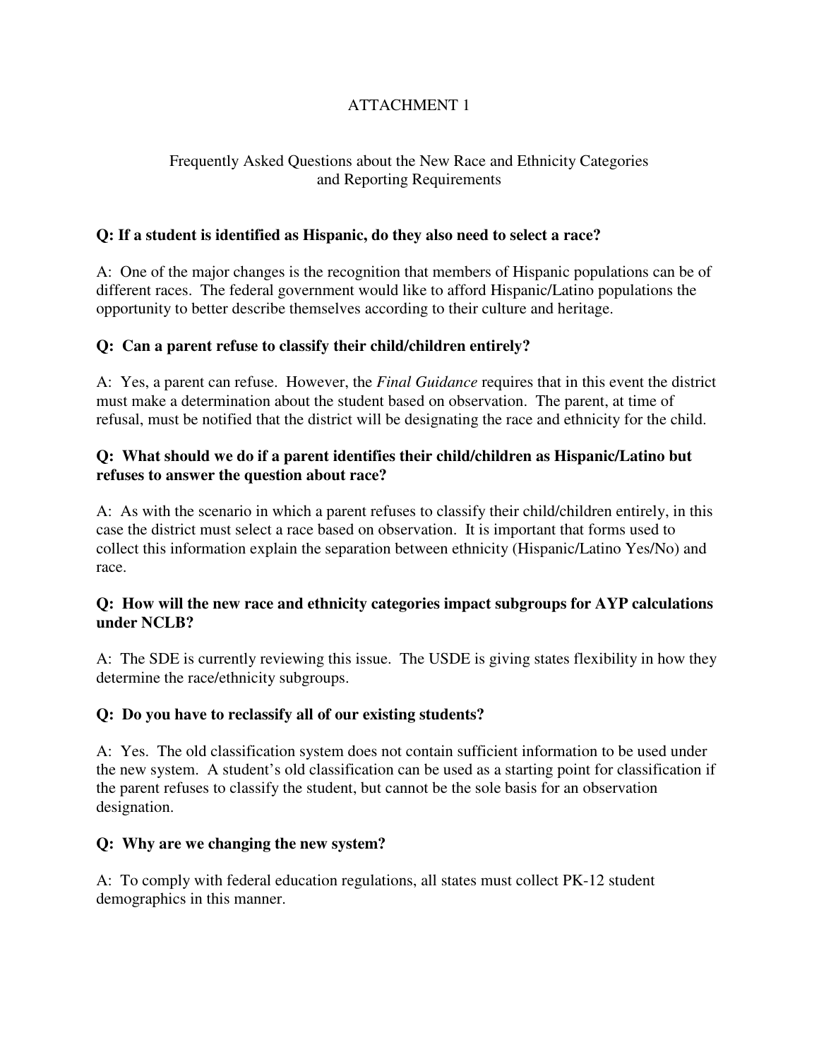ATTACHMENT 1

Frequently Asked Questions about the New Race and Ethnicity Categories and Reporting Requirements

**Q: If a student is identified as Hispanic, do they also need to select a race?**

A: One of the major changes is the recognition that members of Hispanic populations can be of different races. The federal government would like to afford Hispanic/Latino populations the opportunity to better describe themselves according to their culture and heritage.

**Q: Can a parent refuse to classify their child/children entirely?**

A: Yes, a parent can refuse. However, the *Final Guidance* requires that in this event the district must make a determination about the student based on observation. The parent, at time of refusal, must be notified that the district will be designating the race and ethnicity for the child.

**Q: What should we do if a parent identifies their child/children as Hispanic/Latino but refuses to answer the question about race?**

A: As with the scenario in which a parent refuses to classify their child/children entirely, in this case the district must select a race based on observation. It is important that forms used to collect this information explain the separation between ethnicity (Hispanic/Latino Yes/No) and race.

**Q: How will the new race and ethnicity categories impact subgroups for AYP calculations under NCLB?**

A: The SDE is currently reviewing this issue. The USDE is giving states flexibility in how they determine the race/ethnicity subgroups.

**Q: Do you have to reclassify all of our existing students?**

A: Yes. The old classification system does not contain sufficient information to be used under the new system. A student's old classification can be used as a starting point for classification if the parent refuses to classify the student, but cannot be the sole basis for an observation designation.

**Q: Why are we changing the new system?**

A: To comply with federal education regulations, all states must collect PK-12 student demographics in this manner.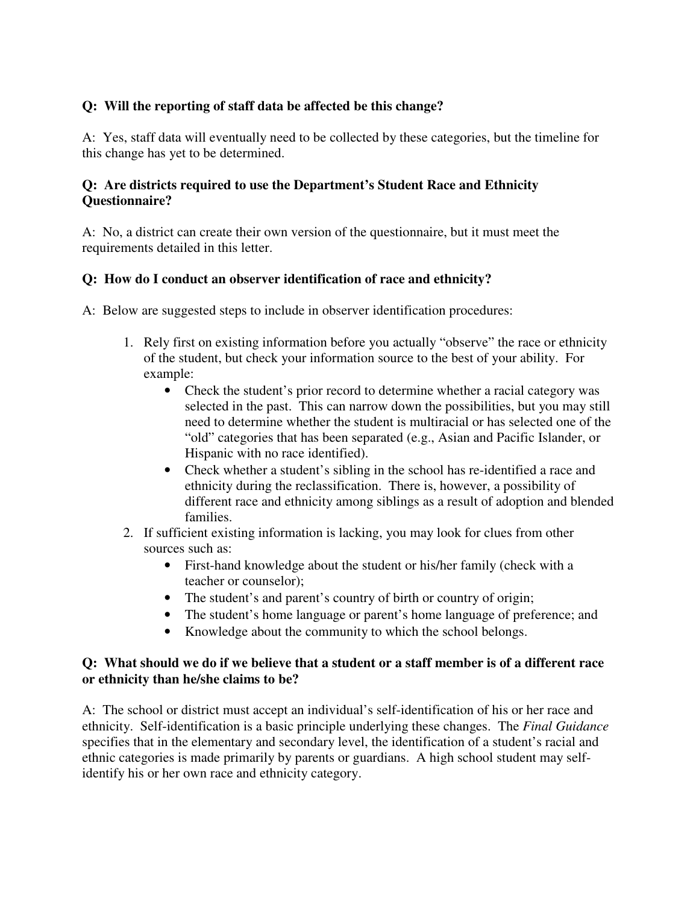**Q: Will the reporting of staff data be affected be this change?**

A: Yes, staff data will eventually need to be collected by these categories, but the timeline for this change has yet to be determined.

**Q: Are districts required to use the Department's Student Race and Ethnicity Questionnaire?**

A: No, a district can create their own version of the questionnaire, but it must meet the requirements detailed in this letter.

**Q: How do I conduct an observer identification of race and ethnicity?**

A: Below are suggested steps to include in observer identification procedures:

1. Rely first on existing information before you actually "observe" the race or ethnicity of the student, but check your information source to the best of your ability. For example:
   - Check the student's prior record to determine whether a racial category was selected in the past. This can narrow down the possibilities, but you may still need to determine whether the student is multiracial or has selected one of the "old" categories that has been separated (e.g., Asian and Pacific Islander, or Hispanic with no race identified).
   - Check whether a student's sibling in the school has re-identified a race and ethnicity during the reclassification. There is, however, a possibility of different race and ethnicity among siblings as a result of adoption and blended families.
2. If sufficient existing information is lacking, you may look for clues from other sources such as:
   - First-hand knowledge about the student or his/her family (check with a teacher or counselor);
   - The student's and parent's country of birth or country of origin;
   - The student's home language or parent's home language of preference; and
   - Knowledge about the community to which the school belongs.

**Q: What should we do if we believe that a student or a staff member is of a different race or ethnicity than he/she claims to be?**

A: The school or district must accept an individual's self-identification of his or her race and ethnicity. Self-identification is a basic principle underlying these changes. The *Final Guidance* specifies that in the elementary and secondary level, the identification of a student's racial and ethnic categories is made primarily by parents or guardians. A high school student may self-identify his or her own race and ethnicity category.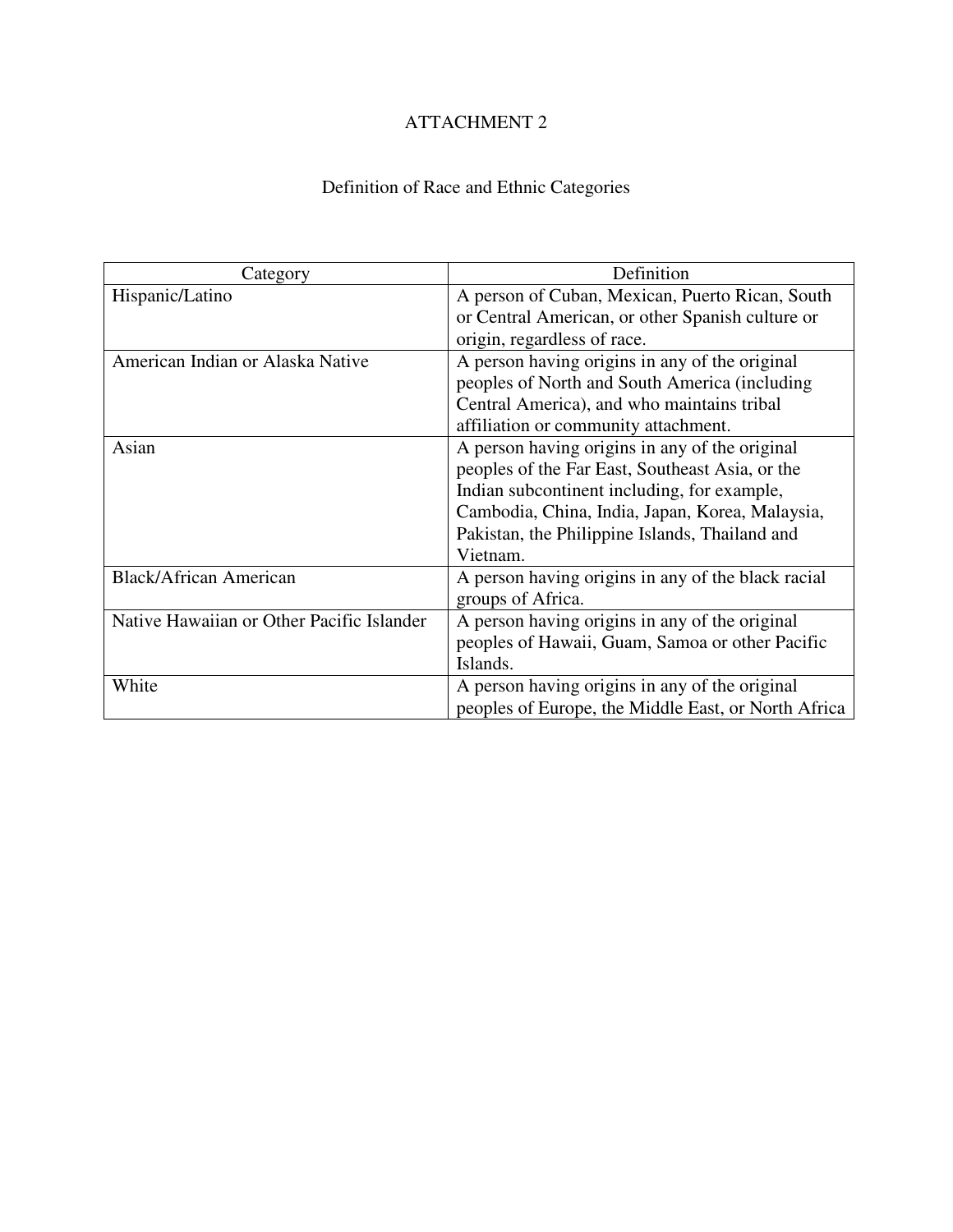# ATTACHMENT 2

## Definition of Race and Ethnic Categories

| Category | Definition |
| --- | --- |
| Hispanic/Latino | A person of Cuban, Mexican, Puerto Rican, South or Central American, or other Spanish culture or origin, regardless of race. |
| American Indian or Alaska Native | A person having origins in any of the original peoples of North and South America (including Central America), and who maintains tribal affiliation or community attachment. |
| Asian | A person having origins in any of the original peoples of the Far East, Southeast Asia, or the Indian subcontinent including, for example, Cambodia, China, India, Japan, Korea, Malaysia, Pakistan, the Philippine Islands, Thailand and Vietnam. |
| Black/African American | A person having origins in any of the black racial groups of Africa. |
| Native Hawaiian or Other Pacific Islander | A person having origins in any of the original peoples of Hawaii, Guam, Samoa or other Pacific Islands. |
| White | A person having origins in any of the original peoples of Europe, the Middle East, or North Africa |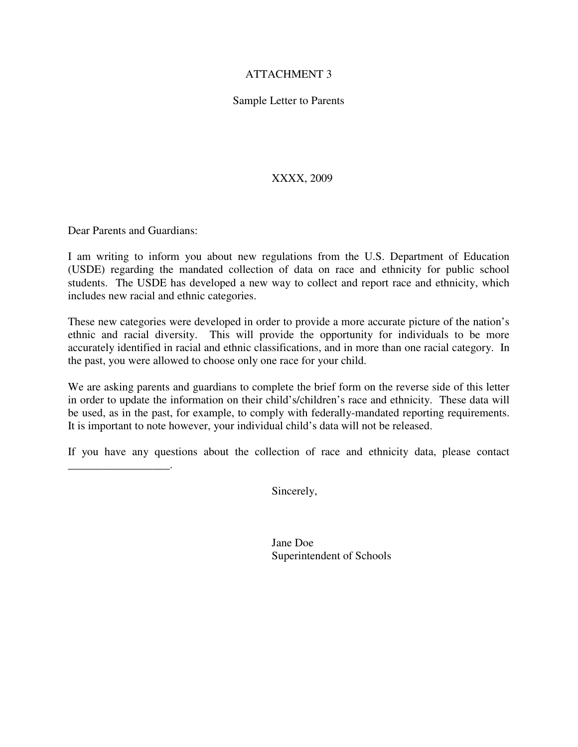# ATTACHMENT 3

## Sample Letter to Parents

XXXX, 2009

Dear Parents and Guardians:

I am writing to inform you about new regulations from the U.S. Department of Education (USDE) regarding the mandated collection of data on race and ethnicity for public school students. The USDE has developed a new way to collect and report race and ethnicity, which includes new racial and ethnic categories.

These new categories were developed in order to provide a more accurate picture of the nation's ethnic and racial diversity. This will provide the opportunity for individuals to be more accurately identified in racial and ethnic classifications, and in more than one racial category. In the past, you were allowed to choose only one race for your child.

We are asking parents and guardians to complete the brief form on the reverse side of this letter in order to update the information on their child's/children's race and ethnicity. These data will be used, as in the past, for example, to comply with federally-mandated reporting requirements. It is important to note however, your individual child's data will not be released.

If you have any questions about the collection of race and ethnicity data, please contact __________________.

Sincerely,

Jane Doe
Superintendent of Schools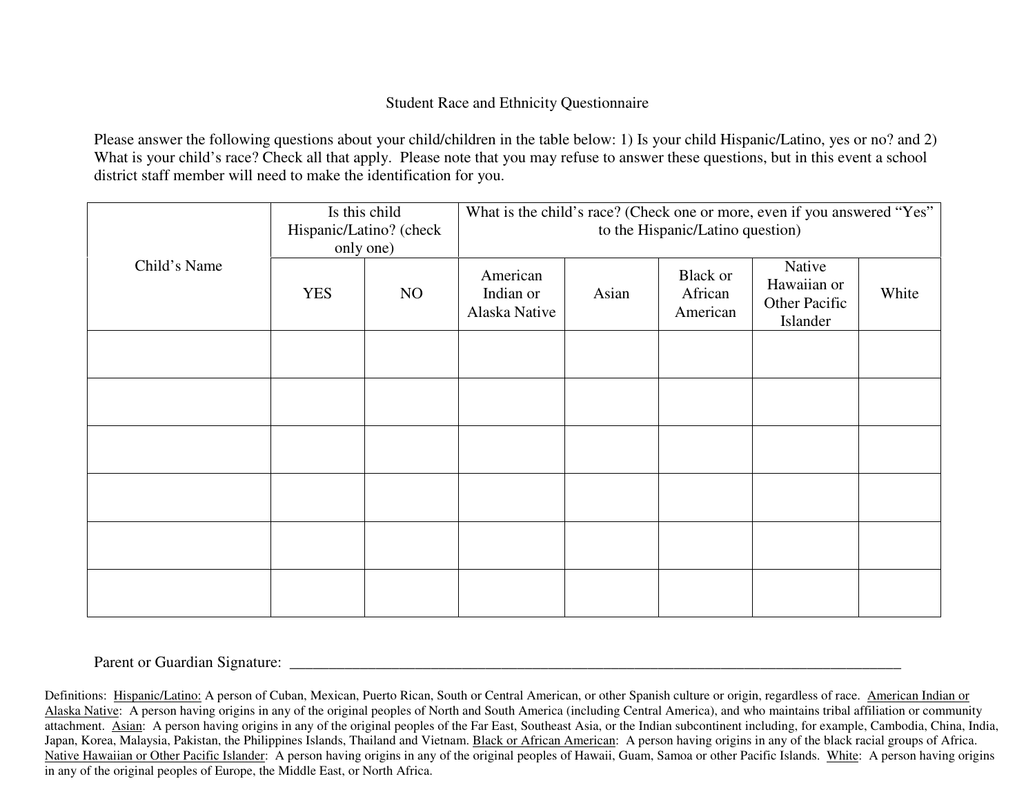Student Race and Ethnicity Questionnaire

Please answer the following questions about your child/children in the table below: 1) Is your child Hispanic/Latino, yes or no? and 2) What is your child's race? Check all that apply. Please note that you may refuse to answer these questions, but in this event a school district staff member will need to make the identification for you.

| Child's Name | Is this child Hispanic/Latino? (check only one) | | What is the child's race? (Check one or more, even if you answered "Yes" to the Hispanic/Latino question) | | | | |
|---|---|---|---|---|---|---|---|
| | YES | NO | American Indian or Alaska Native | Asian | Black or African American | Native Hawaiian or Other Pacific Islander | White |
| | | | | | | | |
| | | | | | | | |
| | | | | | | | |
| | | | | | | | |
| | | | | | | | |
| | | | | | | | |

Parent or Guardian Signature: ___________________________________________________________________________________

Definitions: Hispanic/Latino: A person of Cuban, Mexican, Puerto Rican, South or Central American, or other Spanish culture or origin, regardless of race. American Indian or Alaska Native: A person having origins in any of the original peoples of North and South America (including Central America), and who maintains tribal affiliation or community attachment. Asian: A person having origins in any of the original peoples of the Far East, Southeast Asia, or the Indian subcontinent including, for example, Cambodia, China, India, Japan, Korea, Malaysia, Pakistan, the Philippines Islands, Thailand and Vietnam. Black or African American: A person having origins in any of the black racial groups of Africa. Native Hawaiian or Other Pacific Islander: A person having origins in any of the original peoples of Hawaii, Guam, Samoa or other Pacific Islands. White: A person having origins in any of the original peoples of Europe, the Middle East, or North Africa.